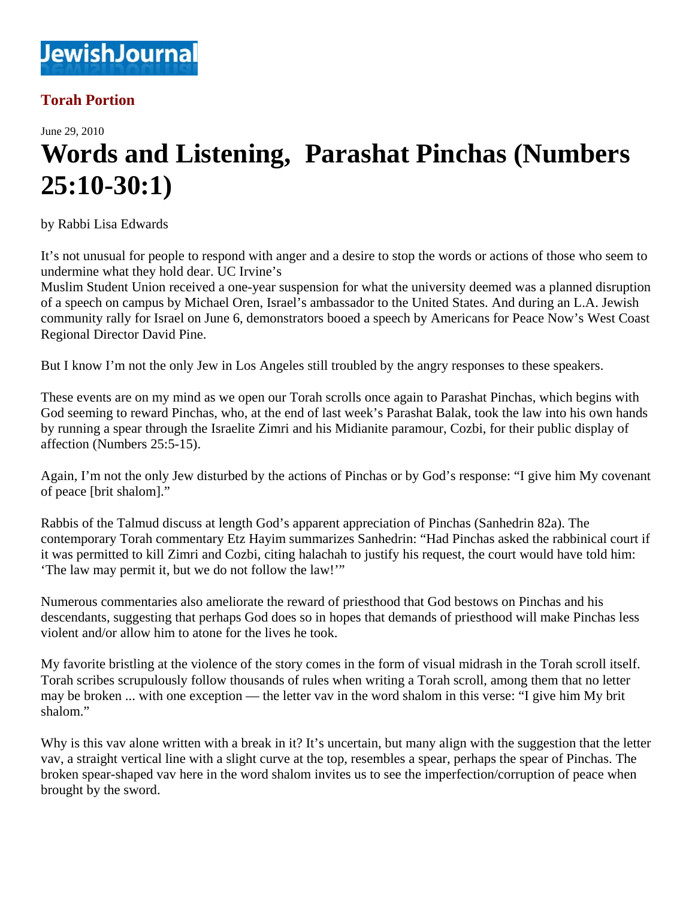JewishJournal

**Torah Portion**

June 29, 2010

# Words and Listening, Parashat Pinchas (Numbers 25:10-30:1)

by Rabbi Lisa Edwards

It's not unusual for people to respond with anger and a desire to stop the words or actions of those who seem to undermine what they hold dear. UC Irvine's Muslim Student Union received a one-year suspension for what the university deemed was a planned disruption of a speech on campus by Michael Oren, Israel's ambassador to the United States. And during an L.A. Jewish community rally for Israel on June 6, demonstrators booed a speech by Americans for Peace Now's West Coast Regional Director David Pine.

But I know I'm not the only Jew in Los Angeles still troubled by the angry responses to these speakers.

These events are on my mind as we open our Torah scrolls once again to Parashat Pinchas, which begins with God seeming to reward Pinchas, who, at the end of last week's Parashat Balak, took the law into his own hands by running a spear through the Israelite Zimri and his Midianite paramour, Cozbi, for their public display of affection (Numbers 25:5-15).

Again, I'm not the only Jew disturbed by the actions of Pinchas or by God's response: "I give him My covenant of peace [brit shalom]."

Rabbis of the Talmud discuss at length God's apparent appreciation of Pinchas (Sanhedrin 82a). The contemporary Torah commentary Etz Hayim summarizes Sanhedrin: "Had Pinchas asked the rabbinical court if it was permitted to kill Zimri and Cozbi, citing halachah to justify his request, the court would have told him: 'The law may permit it, but we do not follow the law!'"

Numerous commentaries also ameliorate the reward of priesthood that God bestows on Pinchas and his descendants, suggesting that perhaps God does so in hopes that demands of priesthood will make Pinchas less violent and/or allow him to atone for the lives he took.

My favorite bristling at the violence of the story comes in the form of visual midrash in the Torah scroll itself. Torah scribes scrupulously follow thousands of rules when writing a Torah scroll, among them that no letter may be broken ... with one exception — the letter vav in the word shalom in this verse: "I give him My brit shalom."

Why is this vav alone written with a break in it? It's uncertain, but many align with the suggestion that the letter vav, a straight vertical line with a slight curve at the top, resembles a spear, perhaps the spear of Pinchas. The broken spear-shaped vav here in the word shalom invites us to see the imperfection/corruption of peace when brought by the sword.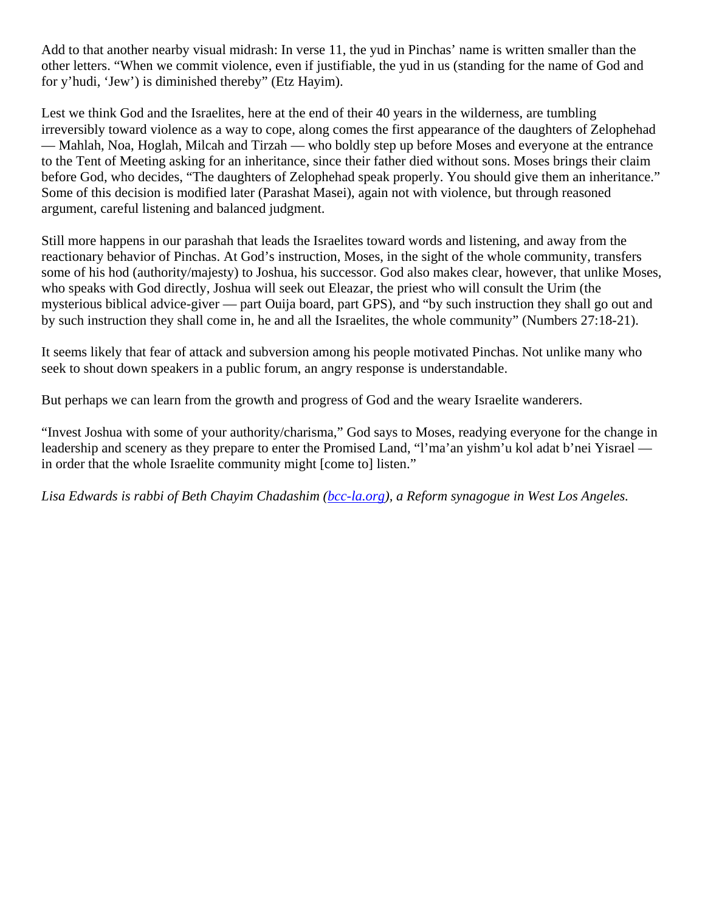Add to that another nearby visual midrash: In verse 11, the yud in Pinchas' name is written smaller than the other letters. "When we commit violence, even if justifiable, the yud in us (standing for the name of God and for y'hudi, 'Jew') is diminished thereby" (Etz Hayim).

Lest we think God and the Israelites, here at the end of their 40 years in the wilderness, are tumbling irreversibly toward violence as a way to cope, along comes the first appearance of the daughters of Zelophehad — Mahlah, Noa, Hoglah, Milcah and Tirzah — who boldly step up before Moses and everyone at the entrance to the Tent of Meeting asking for an inheritance, since their father died without sons. Moses brings their claim before God, who decides, "The daughters of Zelophehad speak properly. You should give them an inheritance." Some of this decision is modified later (Parashat Masei), again not with violence, but through reasoned argument, careful listening and balanced judgment.

Still more happens in our parashah that leads the Israelites toward words and listening, and away from the reactionary behavior of Pinchas. At God's instruction, Moses, in the sight of the whole community, transfers some of his hod (authority/majesty) to Joshua, his successor. God also makes clear, however, that unlike Moses, who speaks with God directly, Joshua will seek out Eleazar, the priest who will consult the Urim (the mysterious biblical advice-giver — part Ouija board, part GPS), and "by such instruction they shall go out and by such instruction they shall come in, he and all the Israelites, the whole community" (Numbers 27:18-21).

It seems likely that fear of attack and subversion among his people motivated Pinchas. Not unlike many who seek to shout down speakers in a public forum, an angry response is understandable.

But perhaps we can learn from the growth and progress of God and the weary Israelite wanderers.

"Invest Joshua with some of your authority/charisma," God says to Moses, readying everyone for the change in leadership and scenery as they prepare to enter the Promised Land, "l'ma'an yishm'u kol adat b'nei Yisrael — in order that the whole Israelite community might [come to] listen."

*Lisa Edwards is rabbi of Beth Chayim Chadashim (bcc-la.org), a Reform synagogue in West Los Angeles.*